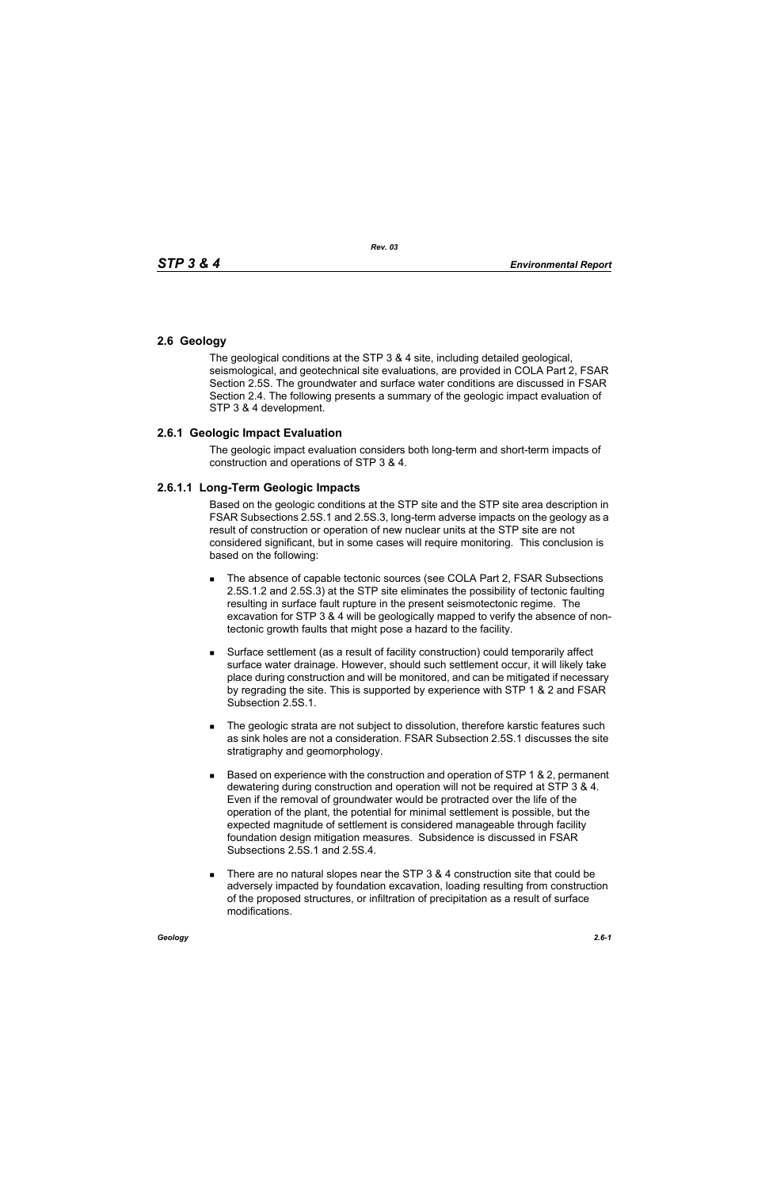## 2.6 Geology

The geological conditions at the STP 3 & 4 site, including detailed geological, seismological, and geotechnical site evaluations, are provided in COLA Part 2, FSAR Section 2.5S. The groundwater and surface water conditions are discussed in FSAR Section 2.4. The following presents a summary of the geologic impact evaluation of STP 3 & 4 development.

### 2.6.1 Geologic Impact Evaluation

The geologic impact evaluation considers both long-term and short-term impacts of construction and operations of STP 3 & 4.

#### 2.6.1.1 Long-Term Geologic Impacts

Based on the geologic conditions at the STP site and the STP site area description in FSAR Subsections 2.5S.1 and 2.5S.3, long-term adverse impacts on the geology as a result of construction or operation of new nuclear units at the STP site are not considered significant, but in some cases will require monitoring. This conclusion is based on the following:

- The absence of capable tectonic sources (see COLA Part 2, FSAR Subsections 2.5S.1.2 and 2.5S.3) at the STP site eliminates the possibility of tectonic faulting resulting in surface fault rupture in the present seismotectonic regime. The excavation for STP 3 & 4 will be geologically mapped to verify the absence of non-tectonic growth faults that might pose a hazard to the facility.

- Surface settlement (as a result of facility construction) could temporarily affect surface water drainage. However, should such settlement occur, it will likely take place during construction and will be monitored, and can be mitigated if necessary by regrading the site. This is supported by experience with STP 1 & 2 and FSAR Subsection 2.5S.1.

- The geologic strata are not subject to dissolution, therefore karstic features such as sink holes are not a consideration. FSAR Subsection 2.5S.1 discusses the site stratigraphy and geomorphology.

- Based on experience with the construction and operation of STP 1 & 2, permanent dewatering during construction and operation will not be required at STP 3 & 4. Even if the removal of groundwater would be protracted over the life of the operation of the plant, the potential for minimal settlement is possible, but the expected magnitude of settlement is considered manageable through facility foundation design mitigation measures. Subsidence is discussed in FSAR Subsections 2.5S.1 and 2.5S.4.

- There are no natural slopes near the STP 3 & 4 construction site that could be adversely impacted by foundation excavation, loading resulting from construction of the proposed structures, or infiltration of precipitation as a result of surface modifications.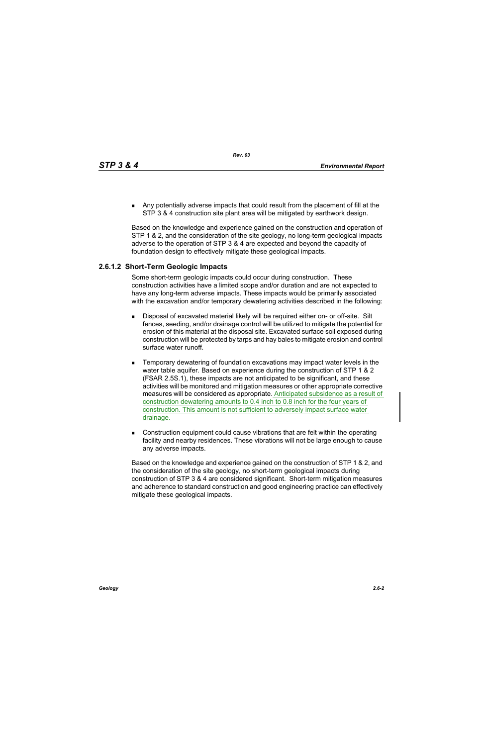- Any potentially adverse impacts that could result from the placement of fill at the STP 3 & 4 construction site plant area will be mitigated by earthwork design.

Based on the knowledge and experience gained on the construction and operation of STP 1 & 2, and the consideration of the site geology, no long-term geological impacts adverse to the operation of STP 3 & 4 are expected and beyond the capacity of foundation design to effectively mitigate these geological impacts.

### 2.6.1.2 Short-Term Geologic Impacts

Some short-term geologic impacts could occur during construction. These construction activities have a limited scope and/or duration and are not expected to have any long-term adverse impacts. These impacts would be primarily associated with the excavation and/or temporary dewatering activities described in the following:

- Disposal of excavated material likely will be required either on- or off-site. Silt fences, seeding, and/or drainage control will be utilized to mitigate the potential for erosion of this material at the disposal site. Excavated surface soil exposed during construction will be protected by tarps and hay bales to mitigate erosion and control surface water runoff.

- Temporary dewatering of foundation excavations may impact water levels in the water table aquifer. Based on experience during the construction of STP 1 & 2 (FSAR 2.5S.1), these impacts are not anticipated to be significant, and these activities will be monitored and mitigation measures or other appropriate corrective measures will be considered as appropriate. Anticipated subsidence as a result of construction dewatering amounts to 0.4 inch to 0.8 inch for the four years of construction. This amount is not sufficient to adversely impact surface water drainage.

- Construction equipment could cause vibrations that are felt within the operating facility and nearby residences. These vibrations will not be large enough to cause any adverse impacts.

Based on the knowledge and experience gained on the construction of STP 1 & 2, and the consideration of the site geology, no short-term geological impacts during construction of STP 3 & 4 are considered significant. Short-term mitigation measures and adherence to standard construction and good engineering practice can effectively mitigate these geological impacts.